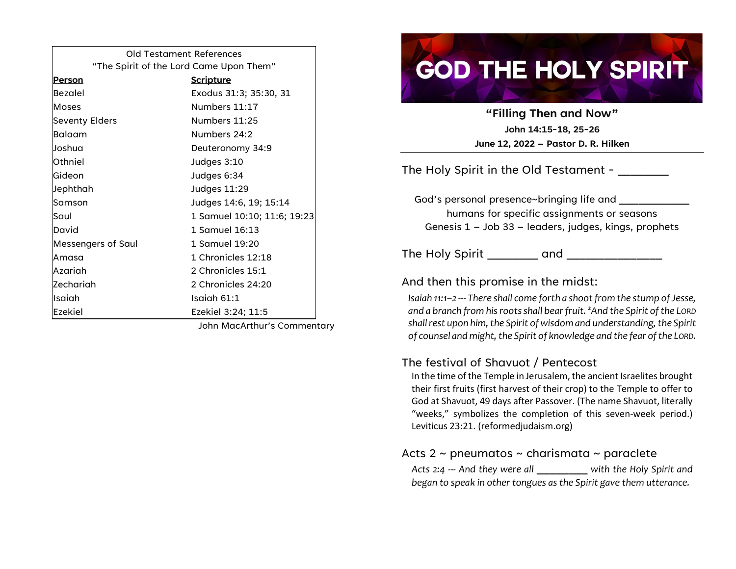| Old Testament References<br>"The Spirit of the Lord Came Upon Them" | |
|---|---|
| **Person** | **Scripture** |
| Bezalel | Exodus 31:3; 35:30, 31 |
| Moses | Numbers 11:17 |
| Seventy Elders | Numbers 11:25 |
| Balaam | Numbers 24:2 |
| Joshua | Deuteronomy 34:9 |
| Othniel | Judges 3:10 |
| Gideon | Judges 6:34 |
| Jephthah | Judges 11:29 |
| Samson | Judges 14:6, 19; 15:14 |
| Saul | 1 Samuel 10:10; 11:6; 19:23 |
| David | 1 Samuel 16:13 |
| Messengers of Saul | 1 Samuel 19:20 |
| Amasa | 1 Chronicles 12:18 |
| Azariah | 2 Chronicles 15:1 |
| Zechariah | 2 Chronicles 24:20 |
| Isaiah | Isaiah 61:1 |
| Ezekiel | Ezekiel 3:24; 11:5 |

John MacArthur's Commentary

# GOD THE HOLY SPIRIT

**"Filling Then and Now"**

**John 14:15-18, 25-26**

**June 12, 2022 – Pastor D. R. Hilken**

## The Holy Spirit in the Old Testament - _______

God's personal presence~bringing life and ___________
humans for specific assignments or seasons
Genesis 1 – Job 33 – leaders, judges, kings, prophets

## The Holy Spirit ________ and _______________

## And then this promise in the midst:

*Isaiah 11:1–2 --- There shall come forth a shoot from the stump of Jesse, and a branch from his roots shall bear fruit. ²And the Spirit of the LORD shall rest upon him, the Spirit of wisdom and understanding, the Spirit of counsel and might, the Spirit of knowledge and the fear of the LORD.*

## The festival of Shavuot / Pentecost

In the time of the Temple in Jerusalem, the ancient Israelites brought their first fruits (first harvest of their crop) to the Temple to offer to God at Shavuot, 49 days after Passover. (The name Shavuot, literally "weeks," symbolizes the completion of this seven-week period.) Leviticus 23:21. (reformedjudaism.org)

## Acts 2 ~ pneumatos ~ charismata ~ paraclete

*Acts 2:4 --- And they were all _________ with the Holy Spirit and began to speak in other tongues as the Spirit gave them utterance.*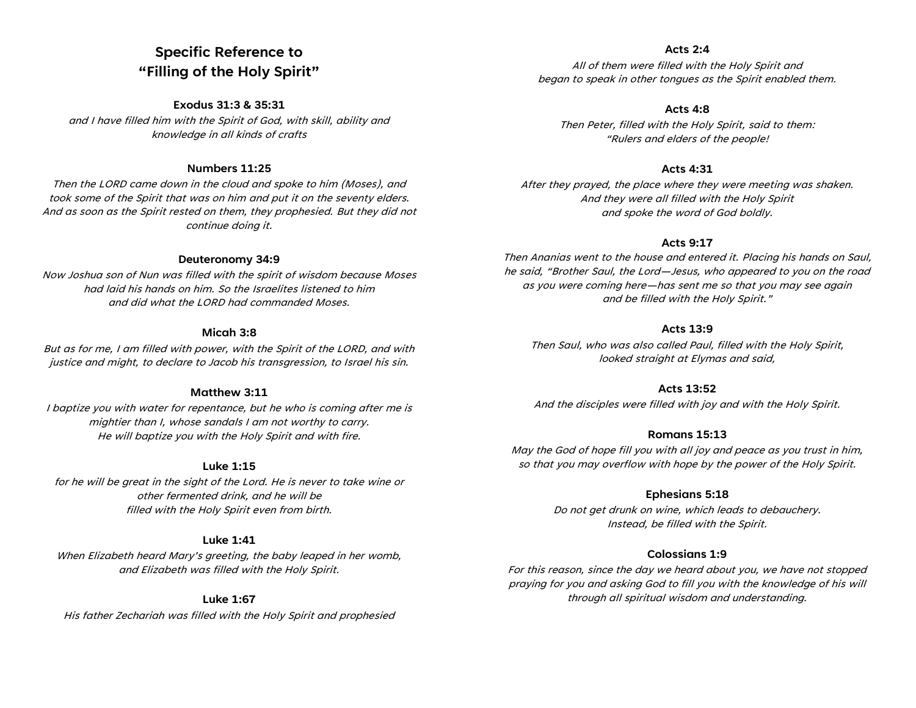## Specific Reference to "Filling of the Holy Spirit"

**Exodus 31:3 & 35:31**

*and I have filled him with the Spirit of God, with skill, ability and knowledge in all kinds of crafts*

**Numbers 11:25**

*Then the LORD came down in the cloud and spoke to him (Moses), and took some of the Spirit that was on him and put it on the seventy elders. And as soon as the Spirit rested on them, they prophesied. But they did not continue doing it.*

**Deuteronomy 34:9**

*Now Joshua son of Nun was filled with the spirit of wisdom because Moses had laid his hands on him. So the Israelites listened to him and did what the LORD had commanded Moses.*

**Micah 3:8**

*But as for me, I am filled with power, with the Spirit of the LORD, and with justice and might, to declare to Jacob his transgression, to Israel his sin.*

**Matthew 3:11**

*I baptize you with water for repentance, but he who is coming after me is mightier than I, whose sandals I am not worthy to carry. He will baptize you with the Holy Spirit and with fire.*

**Luke 1:15**

*for he will be great in the sight of the Lord. He is never to take wine or other fermented drink, and he will be filled with the Holy Spirit even from birth.*

**Luke 1:41**

*When Elizabeth heard Mary's greeting, the baby leaped in her womb, and Elizabeth was filled with the Holy Spirit.*

**Luke 1:67**

*His father Zechariah was filled with the Holy Spirit and prophesied*

**Acts 2:4**

*All of them were filled with the Holy Spirit and began to speak in other tongues as the Spirit enabled them.*

**Acts 4:8**

*Then Peter, filled with the Holy Spirit, said to them: "Rulers and elders of the people!*

**Acts 4:31**

*After they prayed, the place where they were meeting was shaken. And they were all filled with the Holy Spirit and spoke the word of God boldly.*

**Acts 9:17**

*Then Ananias went to the house and entered it. Placing his hands on Saul, he said, "Brother Saul, the Lord—Jesus, who appeared to you on the road as you were coming here—has sent me so that you may see again and be filled with the Holy Spirit."*

**Acts 13:9**

*Then Saul, who was also called Paul, filled with the Holy Spirit, looked straight at Elymas and said,*

**Acts 13:52**

*And the disciples were filled with joy and with the Holy Spirit.*

**Romans 15:13**

*May the God of hope fill you with all joy and peace as you trust in him, so that you may overflow with hope by the power of the Holy Spirit.*

**Ephesians 5:18**

*Do not get drunk on wine, which leads to debauchery. Instead, be filled with the Spirit.*

**Colossians 1:9**

*For this reason, since the day we heard about you, we have not stopped praying for you and asking God to fill you with the knowledge of his will through all spiritual wisdom and understanding.*